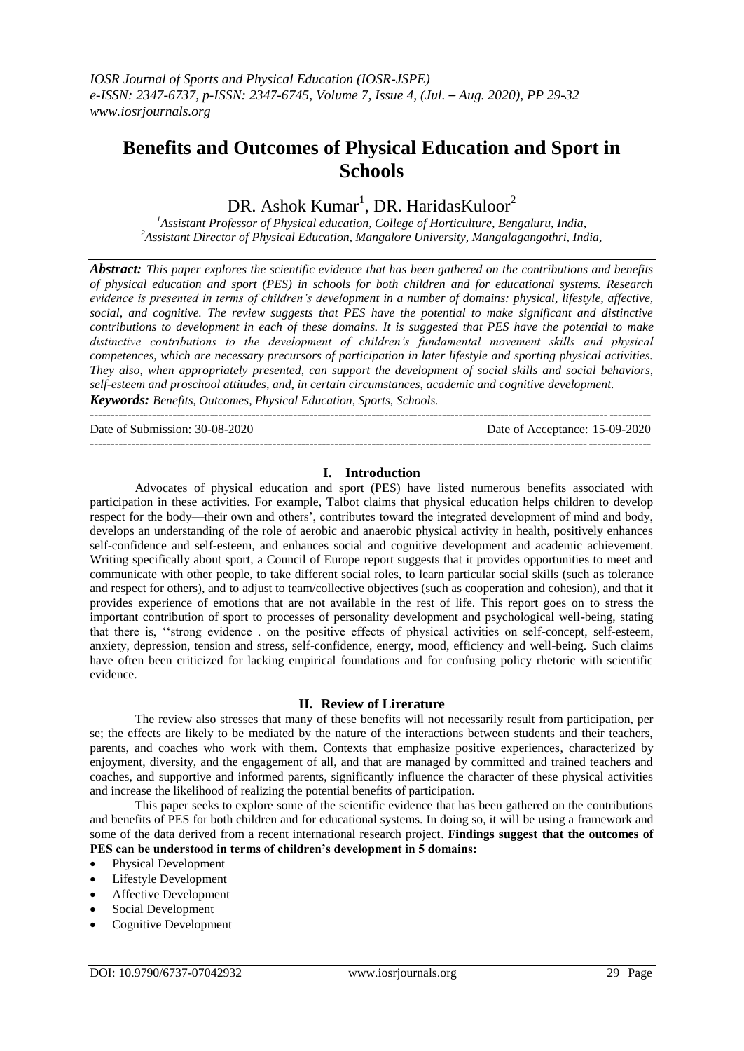# Benefits and Outcomes of Physical Education and Sport in Schools

DR. Ashok Kumar[1], DR. HaridasKuloor[2]

[1]Assistant Professor of Physical education, College of Horticulture, Bengaluru, India,
[2]Assistant Director of Physical Education, Mangalore University, Mangalagangothri, India,

***Abstract:*** *This paper explores the scientific evidence that has been gathered on the contributions and benefits of physical education and sport (PES) in schools for both children and for educational systems. Research evidence is presented in terms of children's development in a number of domains: physical, lifestyle, affective, social, and cognitive. The review suggests that PES have the potential to make significant and distinctive contributions to development in each of these domains. It is suggested that PES have the potential to make distinctive contributions to the development of children's fundamental movement skills and physical competences, which are necessary precursors of participation in later lifestyle and sporting physical activities. They also, when appropriately presented, can support the development of social skills and social behaviors, self-esteem and proschool attitudes, and, in certain circumstances, academic and cognitive development.*

***Keywords:*** *Benefits, Outcomes, Physical Education, Sports, Schools.*

---

Date of Submission: 30-08-2020 | Date of Acceptance: 15-09-2020

---

## I. Introduction

Advocates of physical education and sport (PES) have listed numerous benefits associated with participation in these activities. For example, Talbot claims that physical education helps children to develop respect for the body—their own and others', contributes toward the integrated development of mind and body, develops an understanding of the role of aerobic and anaerobic physical activity in health, positively enhances self-confidence and self-esteem, and enhances social and cognitive development and academic achievement. Writing specifically about sport, a Council of Europe report suggests that it provides opportunities to meet and communicate with other people, to take different social roles, to learn particular social skills (such as tolerance and respect for others), and to adjust to team/collective objectives (such as cooperation and cohesion), and that it provides experience of emotions that are not available in the rest of life. This report goes on to stress the important contribution of sport to processes of personality development and psychological well-being, stating that there is, ''strong evidence . on the positive effects of physical activities on self-concept, self-esteem, anxiety, depression, tension and stress, self-confidence, energy, mood, efficiency and well-being. Such claims have often been criticized for lacking empirical foundations and for confusing policy rhetoric with scientific evidence.

## II. Review of Lirerature

The review also stresses that many of these benefits will not necessarily result from participation, per se; the effects are likely to be mediated by the nature of the interactions between students and their teachers, parents, and coaches who work with them. Contexts that emphasize positive experiences, characterized by enjoyment, diversity, and the engagement of all, and that are managed by committed and trained teachers and coaches, and supportive and informed parents, significantly influence the character of these physical activities and increase the likelihood of realizing the potential benefits of participation.

This paper seeks to explore some of the scientific evidence that has been gathered on the contributions and benefits of PES for both children and for educational systems. In doing so, it will be using a framework and some of the data derived from a recent international research project. **Findings suggest that the outcomes of PES can be understood in terms of children's development in 5 domains:**

- Physical Development
- Lifestyle Development
- Affective Development
- Social Development
- Cognitive Development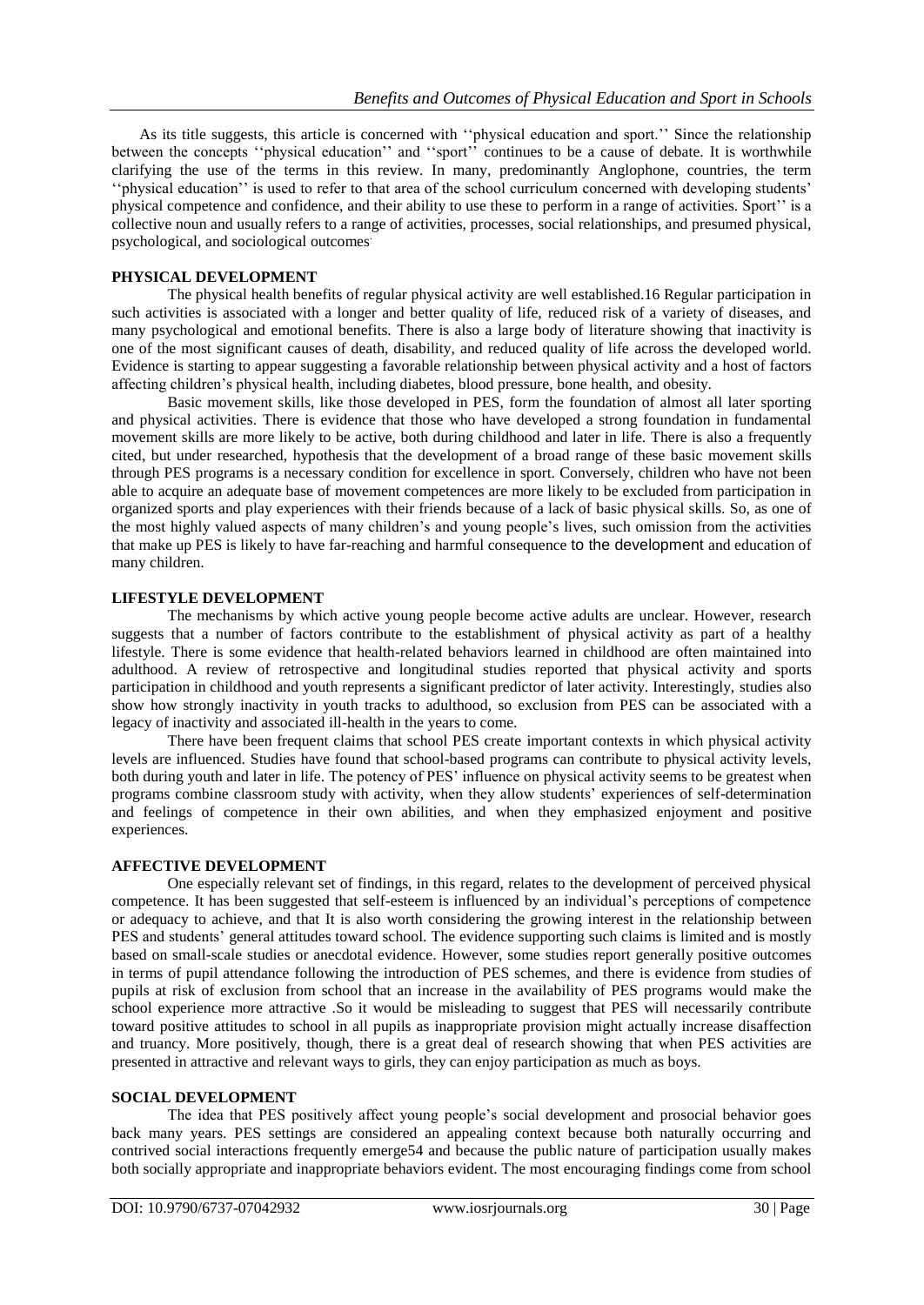As its title suggests, this article is concerned with ''physical education and sport.'' Since the relationship between the concepts ''physical education'' and ''sport'' continues to be a cause of debate. It is worthwhile clarifying the use of the terms in this review. In many, predominantly Anglophone, countries, the term ''physical education'' is used to refer to that area of the school curriculum concerned with developing students' physical competence and confidence, and their ability to use these to perform in a range of activities. Sport'' is a collective noun and usually refers to a range of activities, processes, social relationships, and presumed physical, psychological, and sociological outcomes.

## PHYSICAL DEVELOPMENT

The physical health benefits of regular physical activity are well established.16 Regular participation in such activities is associated with a longer and better quality of life, reduced risk of a variety of diseases, and many psychological and emotional benefits. There is also a large body of literature showing that inactivity is one of the most significant causes of death, disability, and reduced quality of life across the developed world. Evidence is starting to appear suggesting a favorable relationship between physical activity and a host of factors affecting children's physical health, including diabetes, blood pressure, bone health, and obesity.

Basic movement skills, like those developed in PES, form the foundation of almost all later sporting and physical activities. There is evidence that those who have developed a strong foundation in fundamental movement skills are more likely to be active, both during childhood and later in life. There is also a frequently cited, but under researched, hypothesis that the development of a broad range of these basic movement skills through PES programs is a necessary condition for excellence in sport. Conversely, children who have not been able to acquire an adequate base of movement competences are more likely to be excluded from participation in organized sports and play experiences with their friends because of a lack of basic physical skills. So, as one of the most highly valued aspects of many children's and young people's lives, such omission from the activities that make up PES is likely to have far-reaching and harmful consequence to the development and education of many children.

## LIFESTYLE DEVELOPMENT

The mechanisms by which active young people become active adults are unclear. However, research suggests that a number of factors contribute to the establishment of physical activity as part of a healthy lifestyle. There is some evidence that health-related behaviors learned in childhood are often maintained into adulthood. A review of retrospective and longitudinal studies reported that physical activity and sports participation in childhood and youth represents a significant predictor of later activity. Interestingly, studies also show how strongly inactivity in youth tracks to adulthood, so exclusion from PES can be associated with a legacy of inactivity and associated ill-health in the years to come.

There have been frequent claims that school PES create important contexts in which physical activity levels are influenced. Studies have found that school-based programs can contribute to physical activity levels, both during youth and later in life. The potency of PES' influence on physical activity seems to be greatest when programs combine classroom study with activity, when they allow students' experiences of self-determination and feelings of competence in their own abilities, and when they emphasized enjoyment and positive experiences.

## AFFECTIVE DEVELOPMENT

One especially relevant set of findings, in this regard, relates to the development of perceived physical competence. It has been suggested that self-esteem is influenced by an individual's perceptions of competence or adequacy to achieve, and that It is also worth considering the growing interest in the relationship between PES and students' general attitudes toward school. The evidence supporting such claims is limited and is mostly based on small-scale studies or anecdotal evidence. However, some studies report generally positive outcomes in terms of pupil attendance following the introduction of PES schemes, and there is evidence from studies of pupils at risk of exclusion from school that an increase in the availability of PES programs would make the school experience more attractive .So it would be misleading to suggest that PES will necessarily contribute toward positive attitudes to school in all pupils as inappropriate provision might actually increase disaffection and truancy. More positively, though, there is a great deal of research showing that when PES activities are presented in attractive and relevant ways to girls, they can enjoy participation as much as boys.

## SOCIAL DEVELOPMENT

The idea that PES positively affect young people's social development and prosocial behavior goes back many years. PES settings are considered an appealing context because both naturally occurring and contrived social interactions frequently emerge54 and because the public nature of participation usually makes both socially appropriate and inappropriate behaviors evident. The most encouraging findings come from school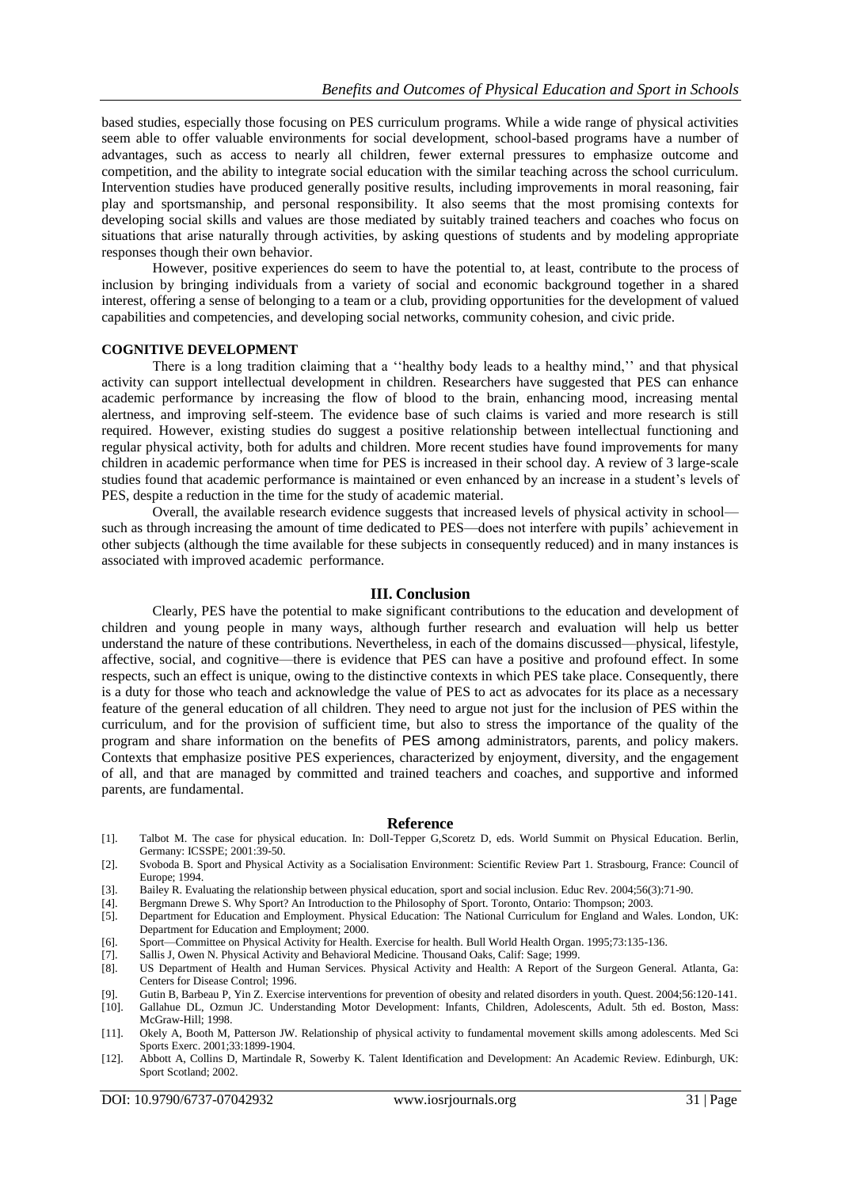based studies, especially those focusing on PES curriculum programs. While a wide range of physical activities seem able to offer valuable environments for social development, school-based programs have a number of advantages, such as access to nearly all children, fewer external pressures to emphasize outcome and competition, and the ability to integrate social education with the similar teaching across the school curriculum. Intervention studies have produced generally positive results, including improvements in moral reasoning, fair play and sportsmanship, and personal responsibility. It also seems that the most promising contexts for developing social skills and values are those mediated by suitably trained teachers and coaches who focus on situations that arise naturally through activities, by asking questions of students and by modeling appropriate responses though their own behavior.

However, positive experiences do seem to have the potential to, at least, contribute to the process of inclusion by bringing individuals from a variety of social and economic background together in a shared interest, offering a sense of belonging to a team or a club, providing opportunities for the development of valued capabilities and competencies, and developing social networks, community cohesion, and civic pride.

**COGNITIVE DEVELOPMENT**

There is a long tradition claiming that a ''healthy body leads to a healthy mind,'' and that physical activity can support intellectual development in children. Researchers have suggested that PES can enhance academic performance by increasing the flow of blood to the brain, enhancing mood, increasing mental alertness, and improving self-steem. The evidence base of such claims is varied and more research is still required. However, existing studies do suggest a positive relationship between intellectual functioning and regular physical activity, both for adults and children. More recent studies have found improvements for many children in academic performance when time for PES is increased in their school day. A review of 3 large-scale studies found that academic performance is maintained or even enhanced by an increase in a student's levels of PES, despite a reduction in the time for the study of academic material.

Overall, the available research evidence suggests that increased levels of physical activity in school—such as through increasing the amount of time dedicated to PES—does not interfere with pupils' achievement in other subjects (although the time available for these subjects in consequently reduced) and in many instances is associated with improved academic performance.

## III. Conclusion

Clearly, PES have the potential to make significant contributions to the education and development of children and young people in many ways, although further research and evaluation will help us better understand the nature of these contributions. Nevertheless, in each of the domains discussed—physical, lifestyle, affective, social, and cognitive—there is evidence that PES can have a positive and profound effect. In some respects, such an effect is unique, owing to the distinctive contexts in which PES take place. Consequently, there is a duty for those who teach and acknowledge the value of PES to act as advocates for its place as a necessary feature of the general education of all children. They need to argue not just for the inclusion of PES within the curriculum, and for the provision of sufficient time, but also to stress the importance of the quality of the program and share information on the benefits of PES among administrators, parents, and policy makers. Contexts that emphasize positive PES experiences, characterized by enjoyment, diversity, and the engagement of all, and that are managed by committed and trained teachers and coaches, and supportive and informed parents, are fundamental.

## Reference

[1]. Talbot M. The case for physical education. In: Doll-Tepper G,Scoretz D, eds. World Summit on Physical Education. Berlin, Germany: ICSSPE; 2001:39-50.
[2]. Svoboda B. Sport and Physical Activity as a Socialisation Environment: Scientific Review Part 1. Strasbourg, France: Council of Europe; 1994.
[3]. Bailey R. Evaluating the relationship between physical education, sport and social inclusion. Educ Rev. 2004;56(3):71-90.
[4]. Bergmann Drewe S. Why Sport? An Introduction to the Philosophy of Sport. Toronto, Ontario: Thompson; 2003.
[5]. Department for Education and Employment. Physical Education: The National Curriculum for England and Wales. London, UK: Department for Education and Employment; 2000.
[6]. Sport—Committee on Physical Activity for Health. Exercise for health. Bull World Health Organ. 1995;73:135-136.
[7]. Sallis J, Owen N. Physical Activity and Behavioral Medicine. Thousand Oaks, Calif: Sage; 1999.
[8]. US Department of Health and Human Services. Physical Activity and Health: A Report of the Surgeon General. Atlanta, Ga: Centers for Disease Control; 1996.
[9]. Gutin B, Barbeau P, Yin Z. Exercise interventions for prevention of obesity and related disorders in youth. Quest. 2004;56:120-141.
[10]. Gallahue DL, Ozmun JC. Understanding Motor Development: Infants, Children, Adolescents, Adult. 5th ed. Boston, Mass: McGraw-Hill; 1998.
[11]. Okely A, Booth M, Patterson JW. Relationship of physical activity to fundamental movement skills among adolescents. Med Sci Sports Exerc. 2001;33:1899-1904.
[12]. Abbott A, Collins D, Martindale R, Sowerby K. Talent Identification and Development: An Academic Review. Edinburgh, UK: Sport Scotland; 2002.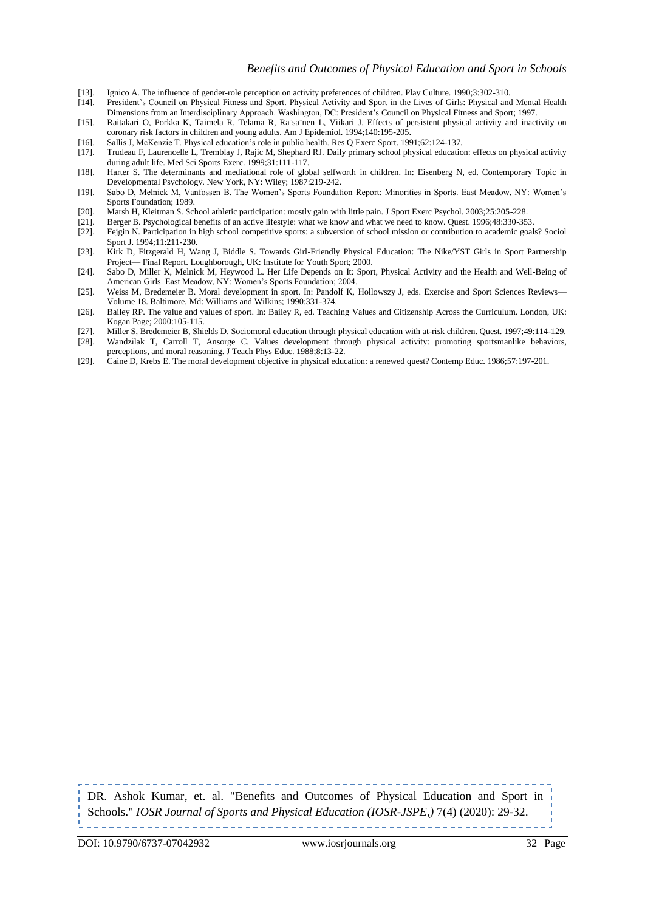[13]. Ignico A. The influence of gender-role perception on activity preferences of children. Play Culture. 1990;3:302-310.

[14]. President's Council on Physical Fitness and Sport. Physical Activity and Sport in the Lives of Girls: Physical and Mental Health Dimensions from an Interdisciplinary Approach. Washington, DC: President's Council on Physical Fitness and Sport; 1997.

[15]. Raitakari O, Porkka K, Taimela R, Telama R, Ra¨sa¨nen L, Viikari J. Effects of persistent physical activity and inactivity on coronary risk factors in children and young adults. Am J Epidemiol. 1994;140:195-205.

[16]. Sallis J, McKenzie T. Physical education's role in public health. Res Q Exerc Sport. 1991;62:124-137.

[17]. Trudeau F, Laurencelle L, Tremblay J, Rajic M, Shephard RJ. Daily primary school physical education: effects on physical activity during adult life. Med Sci Sports Exerc. 1999;31:111-117.

[18]. Harter S. The determinants and mediational role of global selfworth in children. In: Eisenberg N, ed. Contemporary Topic in Developmental Psychology. New York, NY: Wiley; 1987:219-242.

[19]. Sabo D, Melnick M, Vanfossen B. The Women's Sports Foundation Report: Minorities in Sports. East Meadow, NY: Women's Sports Foundation; 1989.

[20]. Marsh H, Kleitman S. School athletic participation: mostly gain with little pain. J Sport Exerc Psychol. 2003;25:205-228.

[21]. Berger B. Psychological benefits of an active lifestyle: what we know and what we need to know. Quest. 1996;48:330-353.

[22]. Fejgin N. Participation in high school competitive sports: a subversion of school mission or contribution to academic goals? Sociol Sport J. 1994;11:211-230.

[23]. Kirk D, Fitzgerald H, Wang J, Biddle S. Towards Girl-Friendly Physical Education: The Nike/YST Girls in Sport Partnership Project— Final Report. Loughborough, UK: Institute for Youth Sport; 2000.

[24]. Sabo D, Miller K, Melnick M, Heywood L. Her Life Depends on It: Sport, Physical Activity and the Health and Well-Being of American Girls. East Meadow, NY: Women's Sports Foundation; 2004.

[25]. Weiss M, Bredemeier B. Moral development in sport. In: Pandolf K, Hollowszy J, eds. Exercise and Sport Sciences Reviews— Volume 18. Baltimore, Md: Williams and Wilkins; 1990:331-374.

[26]. Bailey RP. The value and values of sport. In: Bailey R, ed. Teaching Values and Citizenship Across the Curriculum. London, UK: Kogan Page; 2000:105-115.

[27]. Miller S, Bredemeier B, Shields D. Sociomoral education through physical education with at-risk children. Quest. 1997;49:114-129.

[28]. Wandzilak T, Carroll T, Ansorge C. Values development through physical activity: promoting sportsmanlike behaviors, perceptions, and moral reasoning. J Teach Phys Educ. 1988;8:13-22.

[29]. Caine D, Krebs E. The moral development objective in physical education: a renewed quest? Contemp Educ. 1986;57:197-201.

DR. Ashok Kumar, et. al. "Benefits and Outcomes of Physical Education and Sport in Schools." *IOSR Journal of Sports and Physical Education (IOSR-JSPE,)* 7(4) (2020): 29-32.